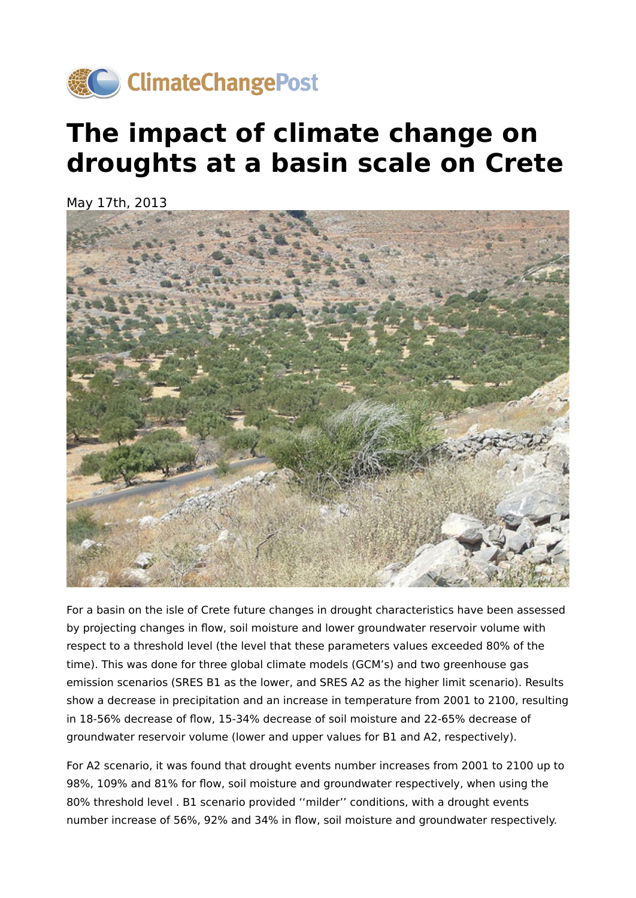ClimateChangePost

# The impact of climate change on droughts at a basin scale on Crete

May 17th, 2013

For a basin on the isle of Crete future changes in drought characteristics have been assessed by projecting changes in flow, soil moisture and lower groundwater reservoir volume with respect to a threshold level (the level that these parameters values exceeded 80% of the time). This was done for three global climate models (GCM's) and two greenhouse gas emission scenarios (SRES B1 as the lower, and SRES A2 as the higher limit scenario). Results show a decrease in precipitation and an increase in temperature from 2001 to 2100, resulting in 18-56% decrease of flow, 15-34% decrease of soil moisture and 22-65% decrease of groundwater reservoir volume (lower and upper values for B1 and A2, respectively).

For A2 scenario, it was found that drought events number increases from 2001 to 2100 up to 98%, 109% and 81% for flow, soil moisture and groundwater respectively, when using the 80% threshold level . B1 scenario provided ''milder'' conditions, with a drought events number increase of 56%, 92% and 34% in flow, soil moisture and groundwater respectively.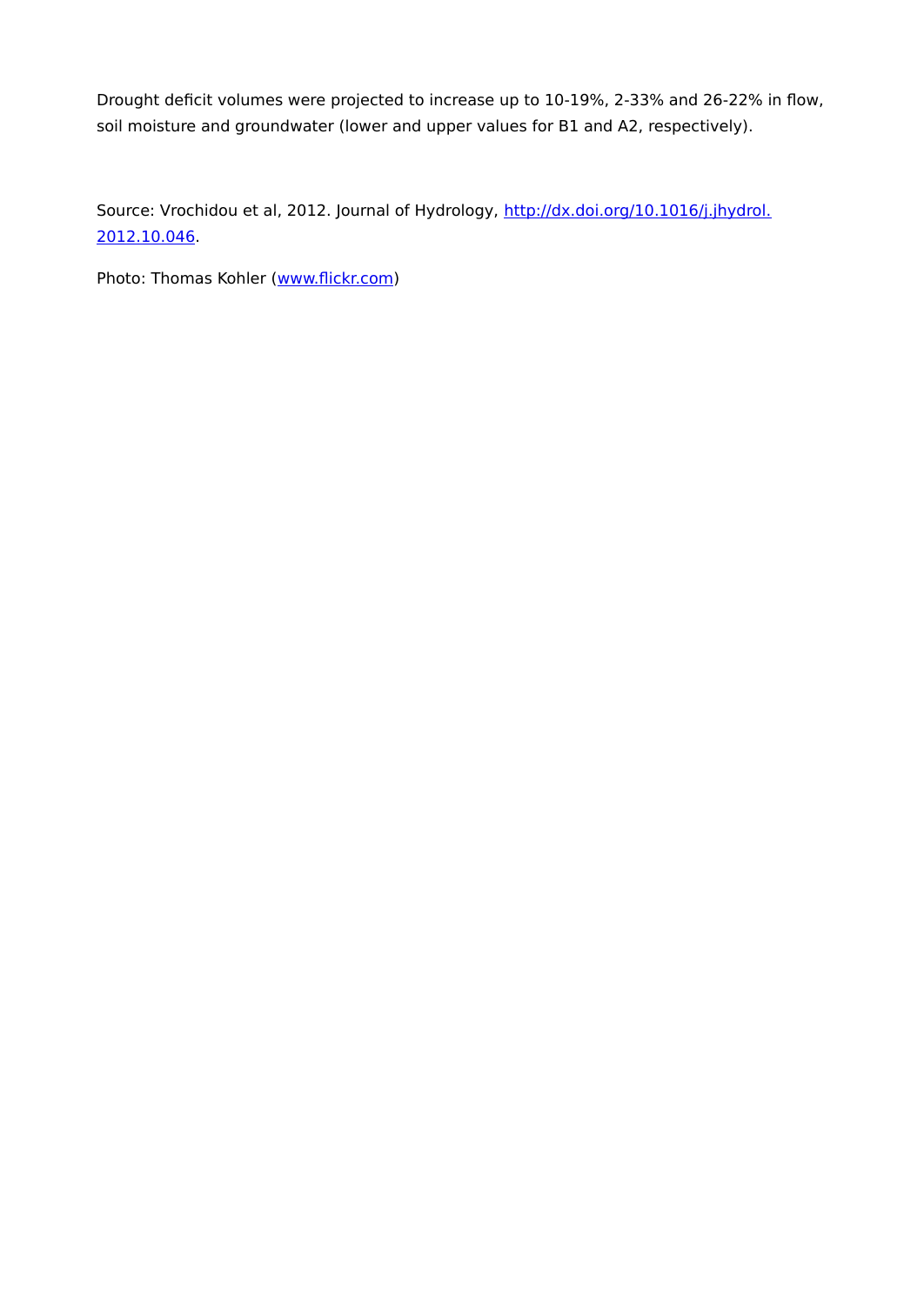Drought deficit volumes were projected to increase up to 10-19%, 2-33% and 26-22% in flow, soil moisture and groundwater (lower and upper values for B1 and A2, respectively).

Source: Vrochidou et al, 2012. Journal of Hydrology, [http://dx.doi.org/10.1016/j.jhydrol.2012.10.046](http://dx.doi.org/10.1016/j.jhydrol.2012.10.046).

Photo: Thomas Kohler ([www.flickr.com](http://www.flickr.com))